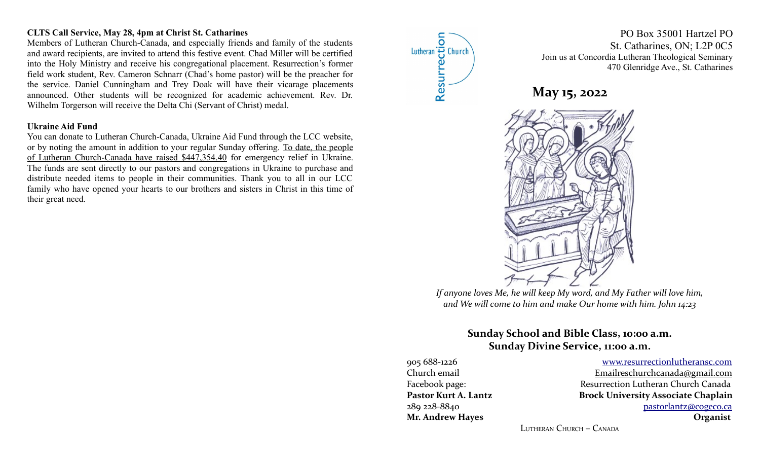**CLTS Call Service, May 28, 4pm at Christ St. Catharines**

Members of Lutheran Church-Canada, and especially friends and family of the students and award recipients, are invited to attend this festive event. Chad Miller will be certified into the Holy Ministry and receive his congregational placement. Resurrection's former field work student, Rev. Cameron Schnarr (Chad's home pastor) will be the preacher for the service. Daniel Cunningham and Trey Doak will have their vicarage placements announced. Other students will be recognized for academic achievement. Rev. Dr. Wilhelm Torgerson will receive the Delta Chi (Servant of Christ) medal.

**Ukraine Aid Fund**

You can donate to Lutheran Church-Canada, Ukraine Aid Fund through the LCC website, or by noting the amount in addition to your regular Sunday offering. To date, the people of Lutheran Church-Canada have raised $447,354.40 for emergency relief in Ukraine. The funds are sent directly to our pastors and congregations in Ukraine to purchase and distribute needed items to people in their communities. Thank you to all in our LCC family who have opened your hearts to our brothers and sisters in Christ in this time of their great need.

Resurrection Lutheran Church

PO Box 35001 Hartzel PO
St. Catharines, ON; L2P 0C5
Join us at Concordia Lutheran Theological Seminary
470 Glenridge Ave., St. Catharines

# May 15, 2022

*If anyone loves Me, he will keep My word, and My Father will love him, and We will come to him and make Our home with him. John 14:23*

**Sunday School and Bible Class, 10:00 a.m.**
**Sunday Divine Service, 11:00 a.m.**

905 688-1226 — www.resurrectionlutheransc.com
Church email — Emailreschurchcanada@gmail.com
Facebook page: — Resurrection Lutheran Church Canada
**Pastor Kurt A. Lantz** — **Brock University Associate Chaplain**
289 228-8840 — pastorlantz@cogeco.ca
**Mr. Andrew Hayes** — **Organist**

Lutheran Church – Canada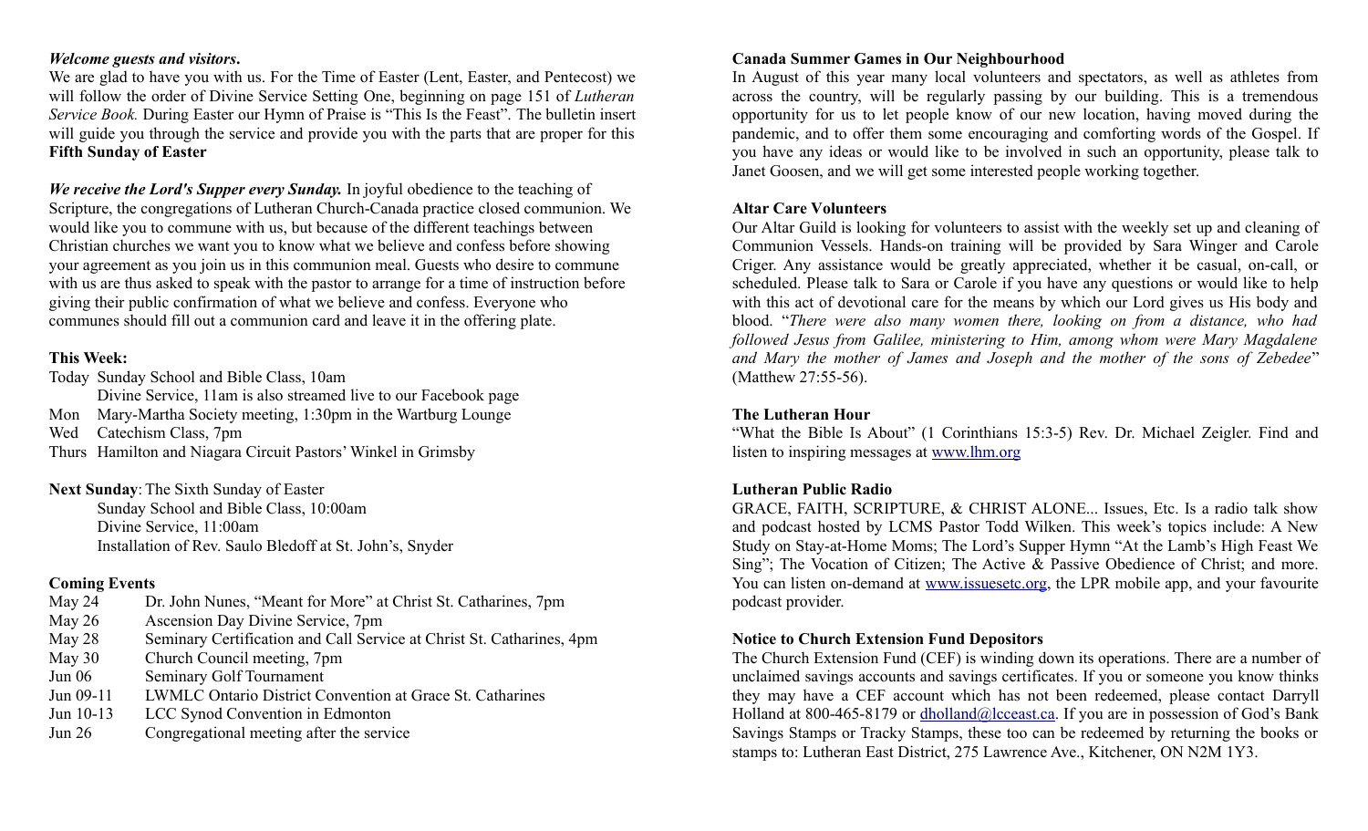***Welcome guests and visitors*.**
We are glad to have you with us. For the Time of Easter (Lent, Easter, and Pentecost) we will follow the order of Divine Service Setting One, beginning on page 151 of *Lutheran Service Book.* During Easter our Hymn of Praise is "This Is the Feast". The bulletin insert will guide you through the service and provide you with the parts that are proper for this **Fifth Sunday of Easter**

***We receive the Lord's Supper every Sunday.*** In joyful obedience to the teaching of Scripture, the congregations of Lutheran Church-Canada practice closed communion. We would like you to commune with us, but because of the different teachings between Christian churches we want you to know what we believe and confess before showing your agreement as you join us in this communion meal. Guests who desire to commune with us are thus asked to speak with the pastor to arrange for a time of instruction before giving their public confirmation of what we believe and confess. Everyone who communes should fill out a communion card and leave it in the offering plate.

**This Week:**

Today Sunday School and Bible Class, 10am
Divine Service, 11am is also streamed live to our Facebook page
Mon Mary-Martha Society meeting, 1:30pm in the Wartburg Lounge
Wed Catechism Class, 7pm
Thurs Hamilton and Niagara Circuit Pastors' Winkel in Grimsby

**Next Sunday**: The Sixth Sunday of Easter
Sunday School and Bible Class, 10:00am
Divine Service, 11:00am
Installation of Rev. Saulo Bledoff at St. John's, Snyder

**Coming Events**

| | |
|---|---|
| May 24 | Dr. John Nunes, "Meant for More" at Christ St. Catharines, 7pm |
| May 26 | Ascension Day Divine Service, 7pm |
| May 28 | Seminary Certification and Call Service at Christ St. Catharines, 4pm |
| May 30 | Church Council meeting, 7pm |
| Jun 06 | Seminary Golf Tournament |
| Jun 09-11 | LWMLC Ontario District Convention at Grace St. Catharines |
| Jun 10-13 | LCC Synod Convention in Edmonton |
| Jun 26 | Congregational meeting after the service |

**Canada Summer Games in Our Neighbourhood**
In August of this year many local volunteers and spectators, as well as athletes from across the country, will be regularly passing by our building. This is a tremendous opportunity for us to let people know of our new location, having moved during the pandemic, and to offer them some encouraging and comforting words of the Gospel. If you have any ideas or would like to be involved in such an opportunity, please talk to Janet Goosen, and we will get some interested people working together.

**Altar Care Volunteers**
Our Altar Guild is looking for volunteers to assist with the weekly set up and cleaning of Communion Vessels. Hands-on training will be provided by Sara Winger and Carole Criger. Any assistance would be greatly appreciated, whether it be casual, on-call, or scheduled. Please talk to Sara or Carole if you have any questions or would like to help with this act of devotional care for the means by which our Lord gives us His body and blood. "*There were also many women there, looking on from a distance, who had followed Jesus from Galilee, ministering to Him, among whom were Mary Magdalene and Mary the mother of James and Joseph and the mother of the sons of Zebedee*" (Matthew 27:55-56).

**The Lutheran Hour**
"What the Bible Is About" (1 Corinthians 15:3-5) Rev. Dr. Michael Zeigler. Find and listen to inspiring messages at www.lhm.org

**Lutheran Public Radio**
GRACE, FAITH, SCRIPTURE, & CHRIST ALONE... Issues, Etc. Is a radio talk show and podcast hosted by LCMS Pastor Todd Wilken. This week's topics include: A New Study on Stay-at-Home Moms; The Lord's Supper Hymn "At the Lamb's High Feast We Sing"; The Vocation of Citizen; The Active & Passive Obedience of Christ; and more. You can listen on-demand at www.issuesetc.org, the LPR mobile app, and your favourite podcast provider.

**Notice to Church Extension Fund Depositors**
The Church Extension Fund (CEF) is winding down its operations. There are a number of unclaimed savings accounts and savings certificates. If you or someone you know thinks they may have a CEF account which has not been redeemed, please contact Darryll Holland at 800-465-8179 or dholland@lcceast.ca. If you are in possession of God's Bank Savings Stamps or Tracky Stamps, these too can be redeemed by returning the books or stamps to: Lutheran East District, 275 Lawrence Ave., Kitchener, ON N2M 1Y3.